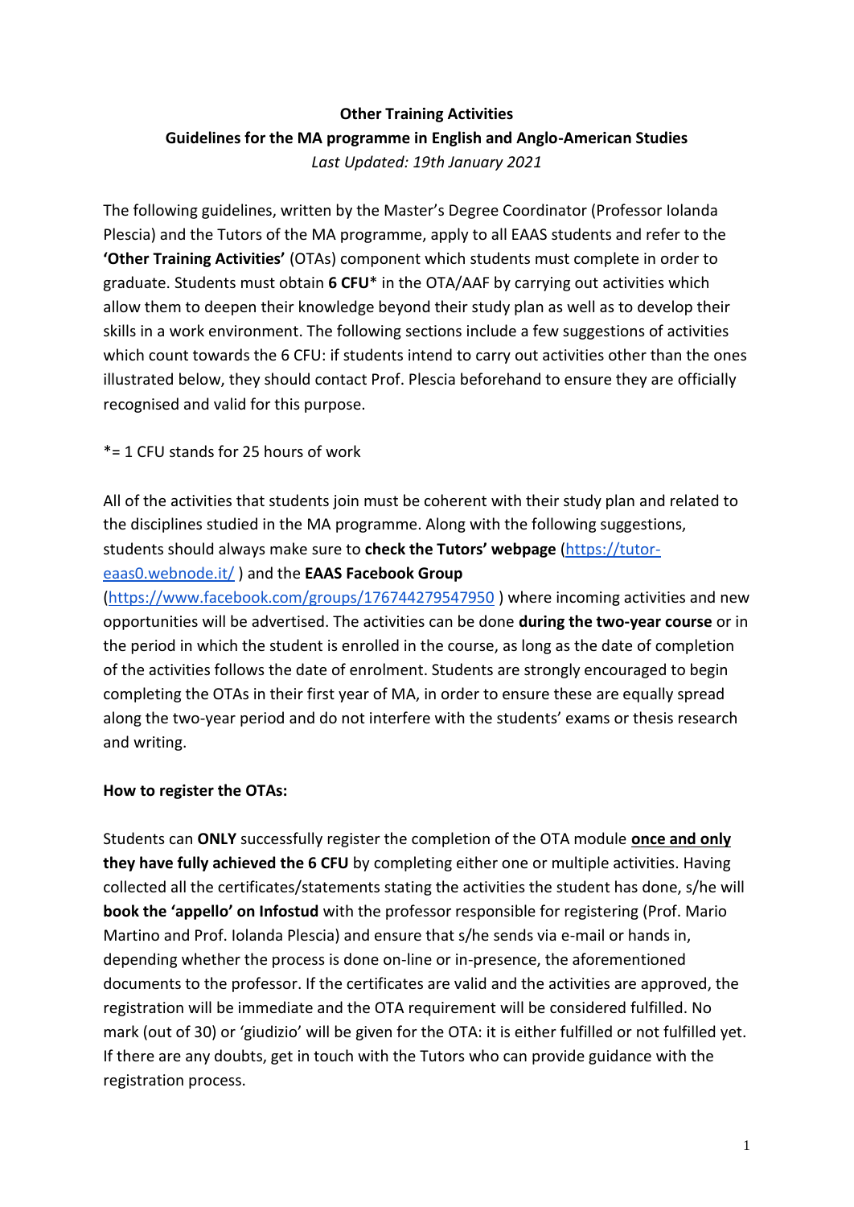# Other Training Activities

## Guidelines for the MA programme in English and Anglo-American Studies

*Last Updated: 19th January 2021*

The following guidelines, written by the Master's Degree Coordinator (Professor Iolanda Plescia) and the Tutors of the MA programme, apply to all EAAS students and refer to the **'Other Training Activities'** (OTAs) component which students must complete in order to graduate. Students must obtain **6 CFU**\* in the OTA/AAF by carrying out activities which allow them to deepen their knowledge beyond their study plan as well as to develop their skills in a work environment. The following sections include a few suggestions of activities which count towards the 6 CFU: if students intend to carry out activities other than the ones illustrated below, they should contact Prof. Plescia beforehand to ensure they are officially recognised and valid for this purpose.

\*= 1 CFU stands for 25 hours of work

All of the activities that students join must be coherent with their study plan and related to the disciplines studied in the MA programme. Along with the following suggestions, students should always make sure to **check the Tutors' webpage** ([https://tutor-eaas0.webnode.it/](https://tutor-eaas0.webnode.it/) ) and the **EAAS Facebook Group** ([https://www.facebook.com/groups/176744279547950](https://www.facebook.com/groups/176744279547950) ) where incoming activities and new opportunities will be advertised. The activities can be done **during the two-year course** or in the period in which the student is enrolled in the course, as long as the date of completion of the activities follows the date of enrolment. Students are strongly encouraged to begin completing the OTAs in their first year of MA, in order to ensure these are equally spread along the two-year period and do not interfere with the students' exams or thesis research and writing.

**How to register the OTAs:**

Students can **ONLY** successfully register the completion of the OTA module **<u>once and only</u> they have fully achieved the 6 CFU** by completing either one or multiple activities. Having collected all the certificates/statements stating the activities the student has done, s/he will **book the 'appello' on Infostud** with the professor responsible for registering (Prof. Mario Martino and Prof. Iolanda Plescia) and ensure that s/he sends via e-mail or hands in, depending whether the process is done on-line or in-presence, the aforementioned documents to the professor. If the certificates are valid and the activities are approved, the registration will be immediate and the OTA requirement will be considered fulfilled. No mark (out of 30) or 'giudizio' will be given for the OTA: it is either fulfilled or not fulfilled yet. If there are any doubts, get in touch with the Tutors who can provide guidance with the registration process.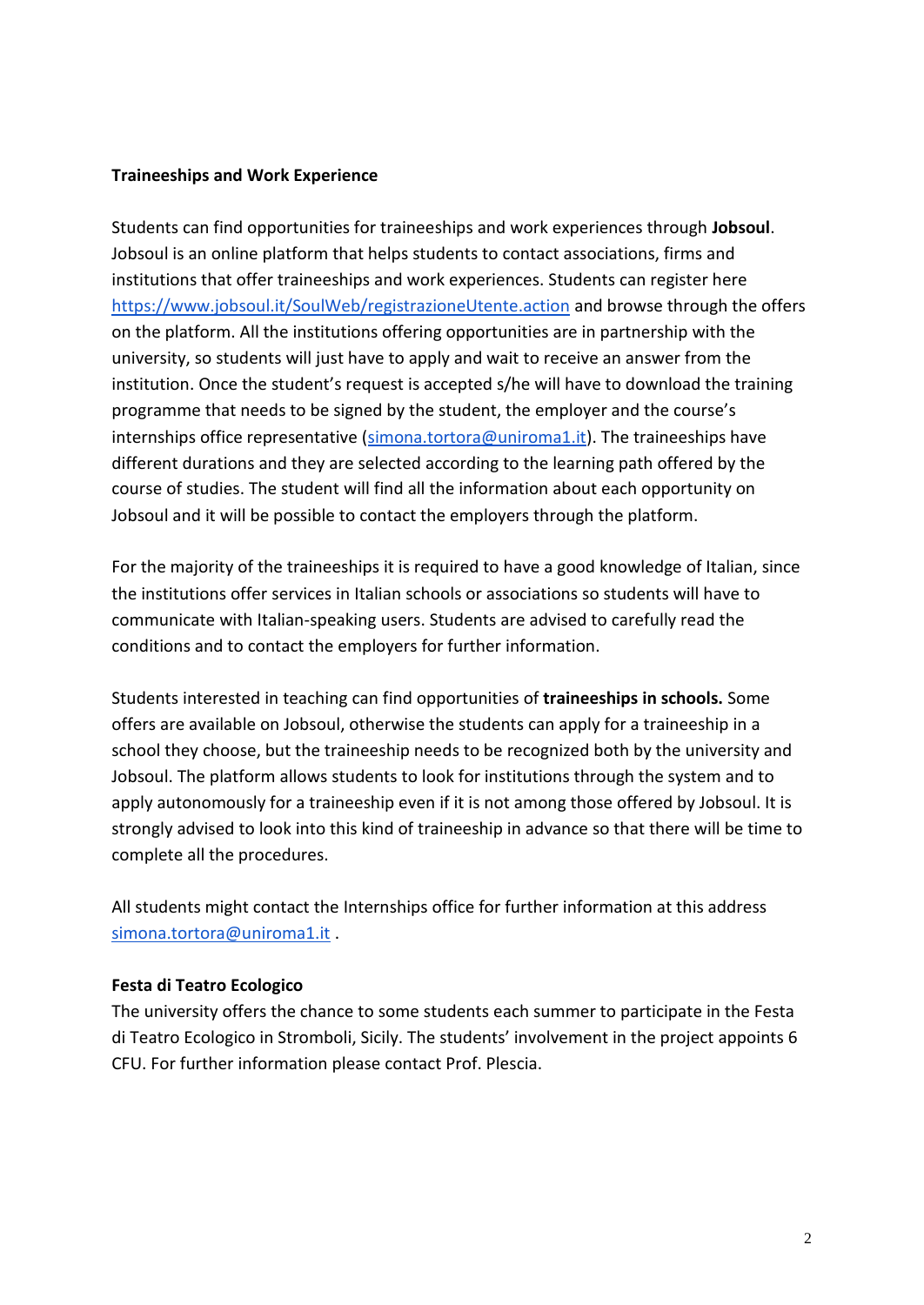**Traineeships and Work Experience**

Students can find opportunities for traineeships and work experiences through **Jobsoul**. Jobsoul is an online platform that helps students to contact associations, firms and institutions that offer traineeships and work experiences. Students can register here https://www.jobsoul.it/SoulWeb/registrazioneUtente.action and browse through the offers on the platform. All the institutions offering opportunities are in partnership with the university, so students will just have to apply and wait to receive an answer from the institution. Once the student's request is accepted s/he will have to download the training programme that needs to be signed by the student, the employer and the course's internships office representative (simona.tortora@uniroma1.it). The traineeships have different durations and they are selected according to the learning path offered by the course of studies. The student will find all the information about each opportunity on Jobsoul and it will be possible to contact the employers through the platform.

For the majority of the traineeships it is required to have a good knowledge of Italian, since the institutions offer services in Italian schools or associations so students will have to communicate with Italian-speaking users. Students are advised to carefully read the conditions and to contact the employers for further information.

Students interested in teaching can find opportunities of **traineeships in schools.** Some offers are available on Jobsoul, otherwise the students can apply for a traineeship in a school they choose, but the traineeship needs to be recognized both by the university and Jobsoul. The platform allows students to look for institutions through the system and to apply autonomously for a traineeship even if it is not among those offered by Jobsoul. It is strongly advised to look into this kind of traineeship in advance so that there will be time to complete all the procedures.

All students might contact the Internships office for further information at this address simona.tortora@uniroma1.it .

**Festa di Teatro Ecologico**

The university offers the chance to some students each summer to participate in the Festa di Teatro Ecologico in Stromboli, Sicily. The students' involvement in the project appoints 6 CFU. For further information please contact Prof. Plescia.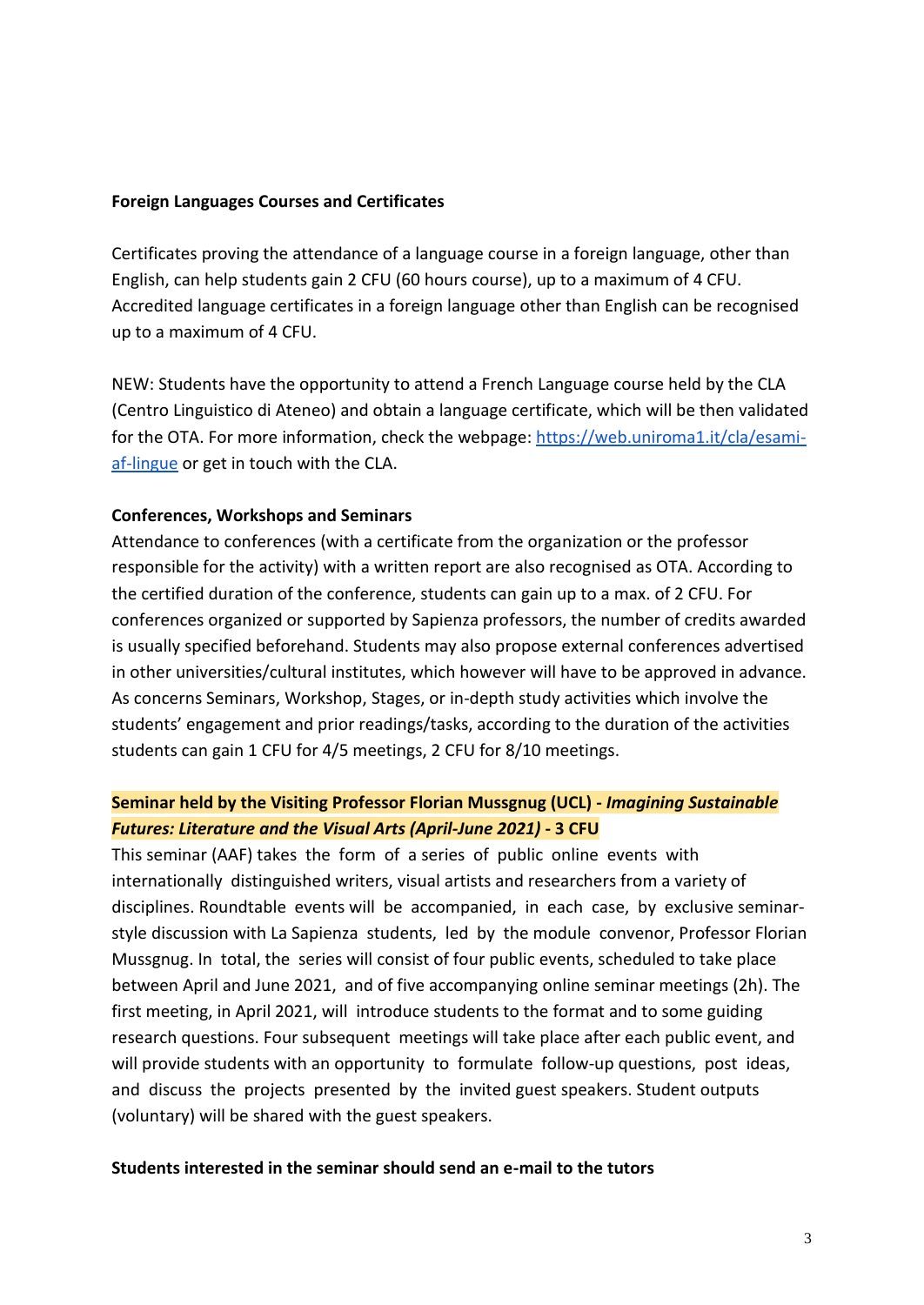**Foreign Languages Courses and Certificates**

Certificates proving the attendance of a language course in a foreign language, other than English, can help students gain 2 CFU (60 hours course), up to a maximum of 4 CFU. Accredited language certificates in a foreign language other than English can be recognised up to a maximum of 4 CFU.

NEW: Students have the opportunity to attend a French Language course held by the CLA (Centro Linguistico di Ateneo) and obtain a language certificate, which will be then validated for the OTA. For more information, check the webpage: [https://web.uniroma1.it/cla/esami-af-lingue](https://web.uniroma1.it/cla/esami-af-lingue) or get in touch with the CLA.

**Conferences, Workshops and Seminars**

Attendance to conferences (with a certificate from the organization or the professor responsible for the activity) with a written report are also recognised as OTA. According to the certified duration of the conference, students can gain up to a max. of 2 CFU. For conferences organized or supported by Sapienza professors, the number of credits awarded is usually specified beforehand. Students may also propose external conferences advertised in other universities/cultural institutes, which however will have to be approved in advance. As concerns Seminars, Workshop, Stages, or in-depth study activities which involve the students' engagement and prior readings/tasks, according to the duration of the activities students can gain 1 CFU for 4/5 meetings, 2 CFU for 8/10 meetings.

**Seminar held by the Visiting Professor Florian Mussgnug (UCL) - *Imagining Sustainable Futures: Literature and the Visual Arts (April-June 2021)* - 3 CFU**

This seminar (AAF) takes the form of a series of public online events with internationally distinguished writers, visual artists and researchers from a variety of disciplines. Roundtable events will be accompanied, in each case, by exclusive seminar-style discussion with La Sapienza students, led by the module convenor, Professor Florian Mussgnug. In total, the series will consist of four public events, scheduled to take place between April and June 2021, and of five accompanying online seminar meetings (2h). The first meeting, in April 2021, will introduce students to the format and to some guiding research questions. Four subsequent meetings will take place after each public event, and will provide students with an opportunity to formulate follow-up questions, post ideas, and discuss the projects presented by the invited guest speakers. Student outputs (voluntary) will be shared with the guest speakers.

**Students interested in the seminar should send an e-mail to the tutors**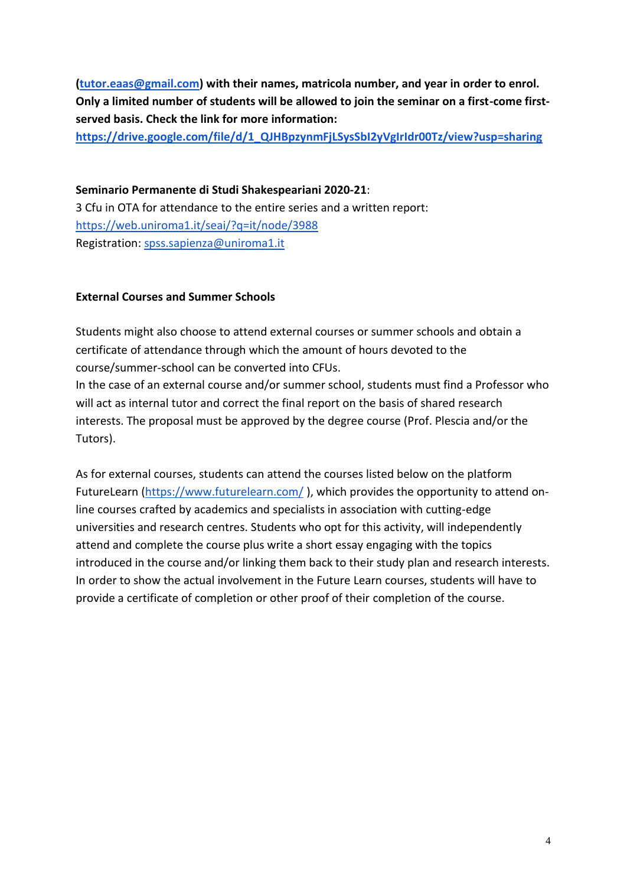**([tutor.eaas@gmail.com](mailto:tutor.eaas@gmail.com)) with their names, matricola number, and year in order to enrol. Only a limited number of students will be allowed to join the seminar on a first-come first-served basis. Check the link for more information:**
**https://drive.google.com/file/d/1_QJHBpzynmFjLSysSbI2yVgIrIdr00Tz/view?usp=sharing**

**Seminario Permanente di Studi Shakespeariani 2020-21**:
3 Cfu in OTA for attendance to the entire series and a written report:
https://web.uniroma1.it/seai/?q=it/node/3988
Registration: spss.sapienza@uniroma1.it

**External Courses and Summer Schools**

Students might also choose to attend external courses or summer schools and obtain a certificate of attendance through which the amount of hours devoted to the course/summer-school can be converted into CFUs.
In the case of an external course and/or summer school, students must find a Professor who will act as internal tutor and correct the final report on the basis of shared research interests. The proposal must be approved by the degree course (Prof. Plescia and/or the Tutors).

As for external courses, students can attend the courses listed below on the platform FutureLearn (https://www.futurelearn.com/ ), which provides the opportunity to attend on-line courses crafted by academics and specialists in association with cutting-edge universities and research centres. Students who opt for this activity, will independently attend and complete the course plus write a short essay engaging with the topics introduced in the course and/or linking them back to their study plan and research interests. In order to show the actual involvement in the Future Learn courses, students will have to provide a certificate of completion or other proof of their completion of the course.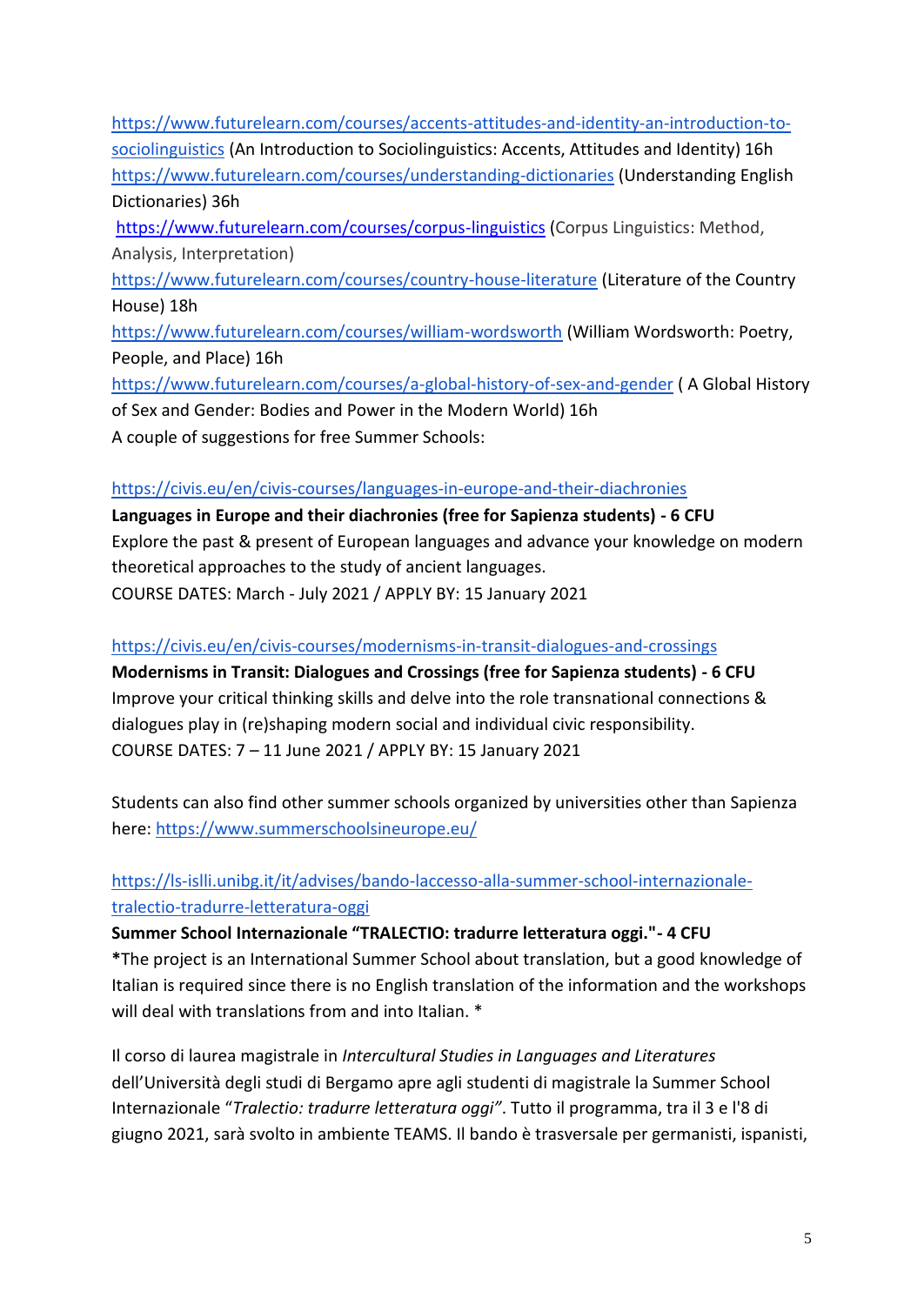https://www.futurelearn.com/courses/accents-attitudes-and-identity-an-introduction-to-sociolinguistics (An Introduction to Sociolinguistics: Accents, Attitudes and Identity) 16h
https://www.futurelearn.com/courses/understanding-dictionaries (Understanding English Dictionaries) 36h
https://www.futurelearn.com/courses/corpus-linguistics (Corpus Linguistics: Method, Analysis, Interpretation)
https://www.futurelearn.com/courses/country-house-literature (Literature of the Country House) 18h
https://www.futurelearn.com/courses/william-wordsworth (William Wordsworth: Poetry, People, and Place) 16h
https://www.futurelearn.com/courses/a-global-history-of-sex-and-gender ( A Global History of Sex and Gender: Bodies and Power in the Modern World) 16h
A couple of suggestions for free Summer Schools:

https://civis.eu/en/civis-courses/languages-in-europe-and-their-diachronies
**Languages in Europe and their diachronies (free for Sapienza students) - 6 CFU**
Explore the past & present of European languages and advance your knowledge on modern theoretical approaches to the study of ancient languages.
COURSE DATES: March - July 2021 / APPLY BY: 15 January 2021

https://civis.eu/en/civis-courses/modernisms-in-transit-dialogues-and-crossings
**Modernisms in Transit: Dialogues and Crossings (free for Sapienza students) - 6 CFU**
Improve your critical thinking skills and delve into the role transnational connections & dialogues play in (re)shaping modern social and individual civic responsibility.
COURSE DATES: 7 – 11 June 2021 / APPLY BY: 15 January 2021

Students can also find other summer schools organized by universities other than Sapienza here: https://www.summerschoolsineurope.eu/

https://ls-islli.unibg.it/it/advises/bando-laccesso-alla-summer-school-internazionale-tralectio-tradurre-letteratura-oggi
**Summer School Internazionale "TRALECTIO: tradurre letteratura oggi."- 4 CFU**
**\***The project is an International Summer School about translation, but a good knowledge of Italian is required since there is no English translation of the information and the workshops will deal with translations from and into Italian. *

Il corso di laurea magistrale in *Intercultural Studies in Languages and Literatures* dell'Università degli studi di Bergamo apre agli studenti di magistrale la Summer School Internazionale "*Tralectio: tradurre letteratura oggi"*. Tutto il programma, tra il 3 e l'8 di giugno 2021, sarà svolto in ambiente TEAMS. Il bando è trasversale per germanisti, ispanisti,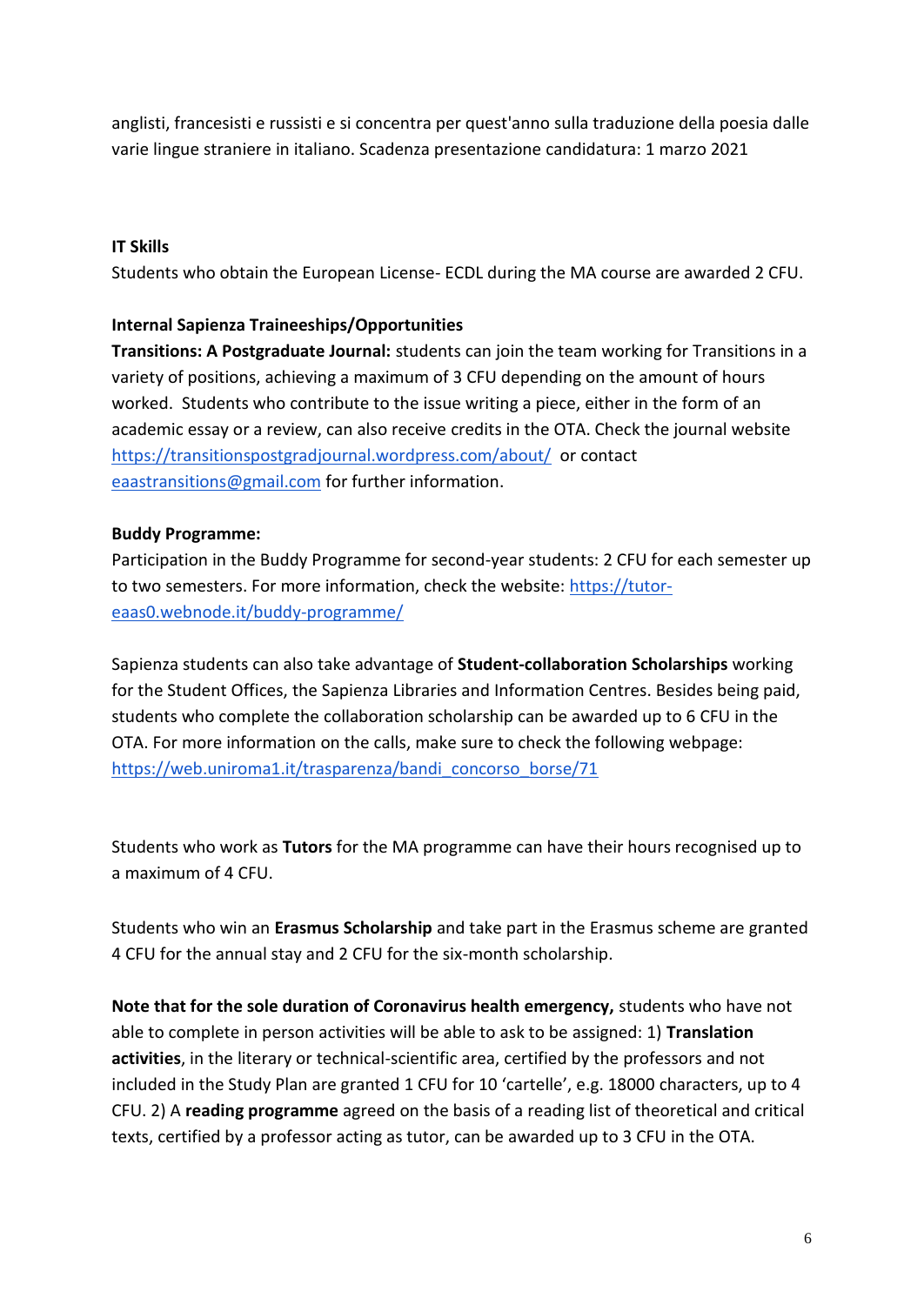anglisti, francesisti e russisti e si concentra per quest'anno sulla traduzione della poesia dalle varie lingue straniere in italiano. Scadenza presentazione candidatura: 1 marzo 2021

**IT Skills**

Students who obtain the European License- ECDL during the MA course are awarded 2 CFU.

**Internal Sapienza Traineeships/Opportunities**

**Transitions: A Postgraduate Journal:** students can join the team working for Transitions in a variety of positions, achieving a maximum of 3 CFU depending on the amount of hours worked. Students who contribute to the issue writing a piece, either in the form of an academic essay or a review, can also receive credits in the OTA. Check the journal website https://transitionspostgradjournal.wordpress.com/about/ or contact eaastransitions@gmail.com for further information.

**Buddy Programme:**

Participation in the Buddy Programme for second-year students: 2 CFU for each semester up to two semesters. For more information, check the website: https://tutor-eaas0.webnode.it/buddy-programme/

Sapienza students can also take advantage of **Student-collaboration Scholarships** working for the Student Offices, the Sapienza Libraries and Information Centres. Besides being paid, students who complete the collaboration scholarship can be awarded up to 6 CFU in the OTA. For more information on the calls, make sure to check the following webpage: https://web.uniroma1.it/trasparenza/bandi_concorso_borse/71

Students who work as **Tutors** for the MA programme can have their hours recognised up to a maximum of 4 CFU.

Students who win an **Erasmus Scholarship** and take part in the Erasmus scheme are granted 4 CFU for the annual stay and 2 CFU for the six-month scholarship.

**Note that for the sole duration of Coronavirus health emergency,** students who have not able to complete in person activities will be able to ask to be assigned: 1) **Translation activities**, in the literary or technical-scientific area, certified by the professors and not included in the Study Plan are granted 1 CFU for 10 'cartelle', e.g. 18000 characters, up to 4 CFU. 2) A **reading programme** agreed on the basis of a reading list of theoretical and critical texts, certified by a professor acting as tutor, can be awarded up to 3 CFU in the OTA.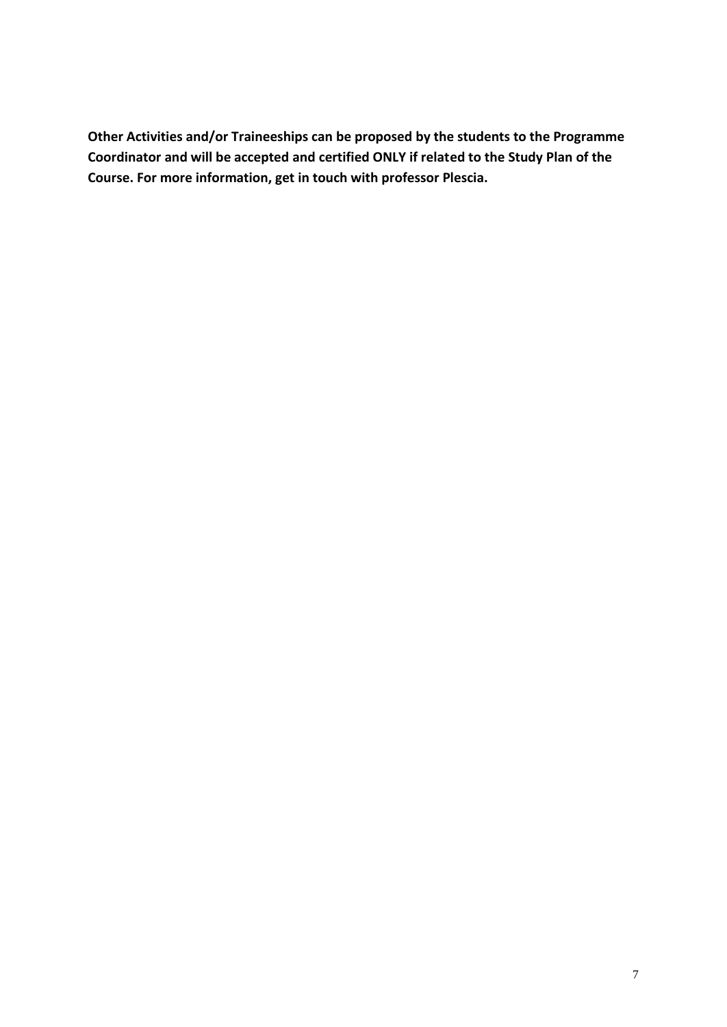**Other Activities and/or Traineeships can be proposed by the students to the Programme Coordinator and will be accepted and certified ONLY if related to the Study Plan of the Course. For more information, get in touch with professor Plescia.**